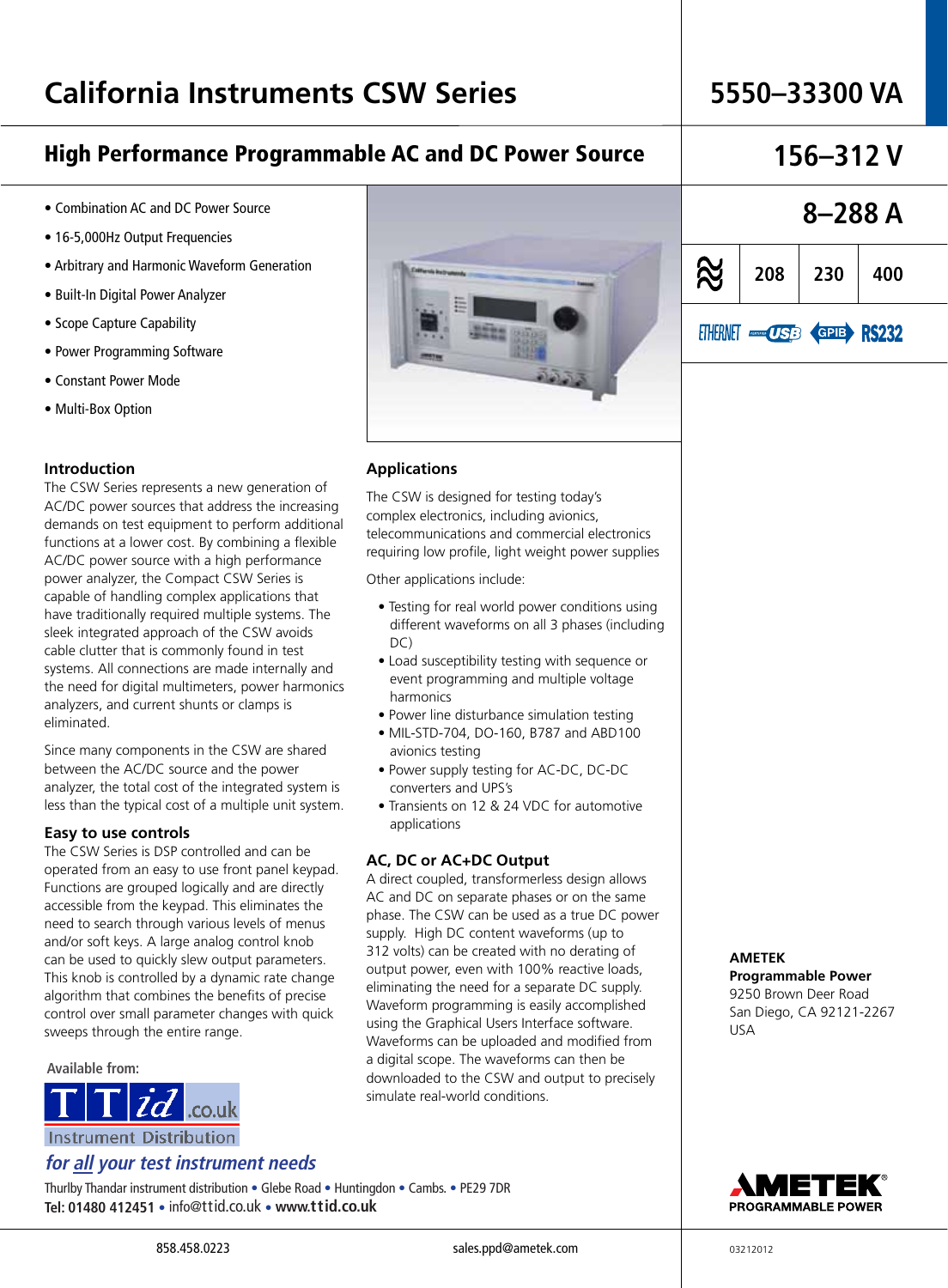# California Instruments CSW Series

## 5550–33300 VA

## High Performance Programmable AC and DC Power Source

## 156–312 V

## 8–288 A

| ≈ | 208 | 230 | 400 |
|---|---|---|---|

ETHERNET USB GPIB RS232

- Combination AC and DC Power Source
- 16-5,000Hz Output Frequencies
- Arbitrary and Harmonic Waveform Generation
- Built-In Digital Power Analyzer
- Scope Capture Capability
- Power Programming Software
- Constant Power Mode
- Multi-Box Option

### Introduction

The CSW Series represents a new generation of AC/DC power sources that address the increasing demands on test equipment to perform additional functions at a lower cost. By combining a flexible AC/DC power source with a high performance power analyzer, the Compact CSW Series is capable of handling complex applications that have traditionally required multiple systems. The sleek integrated approach of the CSW avoids cable clutter that is commonly found in test systems. All connections are made internally and the need for digital multimeters, power harmonics analyzers, and current shunts or clamps is eliminated.

Since many components in the CSW are shared between the AC/DC source and the power analyzer, the total cost of the integrated system is less than the typical cost of a multiple unit system.

### Easy to use controls

The CSW Series is DSP controlled and can be operated from an easy to use front panel keypad. Functions are grouped logically and are directly accessible from the keypad. This eliminates the need to search through various levels of menus and/or soft keys. A large analog control knob can be used to quickly slew output parameters. This knob is controlled by a dynamic rate change algorithm that combines the benefits of precise control over small parameter changes with quick sweeps through the entire range.

### Applications

The CSW is designed for testing today's complex electronics, including avionics, telecommunications and commercial electronics requiring low profile, light weight power supplies

Other applications include:

- Testing for real world power conditions using different waveforms on all 3 phases (including DC)
- Load susceptibility testing with sequence or event programming and multiple voltage harmonics
- Power line disturbance simulation testing
- MIL-STD-704, DO-160, B787 and ABD100 avionics testing
- Power supply testing for AC-DC, DC-DC converters and UPS's
- Transients on 12 & 24 VDC for automotive applications

### AC, DC or AC+DC Output

A direct coupled, transformerless design allows AC and DC on separate phases or on the same phase. The CSW can be used as a true DC power supply. High DC content waveforms (up to 312 volts) can be created with no derating of output power, even with 100% reactive loads, eliminating the need for a separate DC supply. Waveform programming is easily accomplished using the Graphical Users Interface software. Waveforms can be uploaded and modified from a digital scope. The waveforms can then be downloaded to the CSW and output to precisely simulate real-world conditions.

**AMETEK**
**Programmable Power**
9250 Brown Deer Road
San Diego, CA 92121-2267
USA

Available from:

TTid.co.uk Instrument Distribution

*for all your test instrument needs*

Thurlby Thandar instrument distribution • Glebe Road • Huntingdon • Cambs. • PE29 7DR
Tel: 01480 412451 • info@ttid.co.uk • www.ttid.co.uk

AMETEK PROGRAMMABLE POWER

858.458.0223 sales.ppd@ametek.com 03212012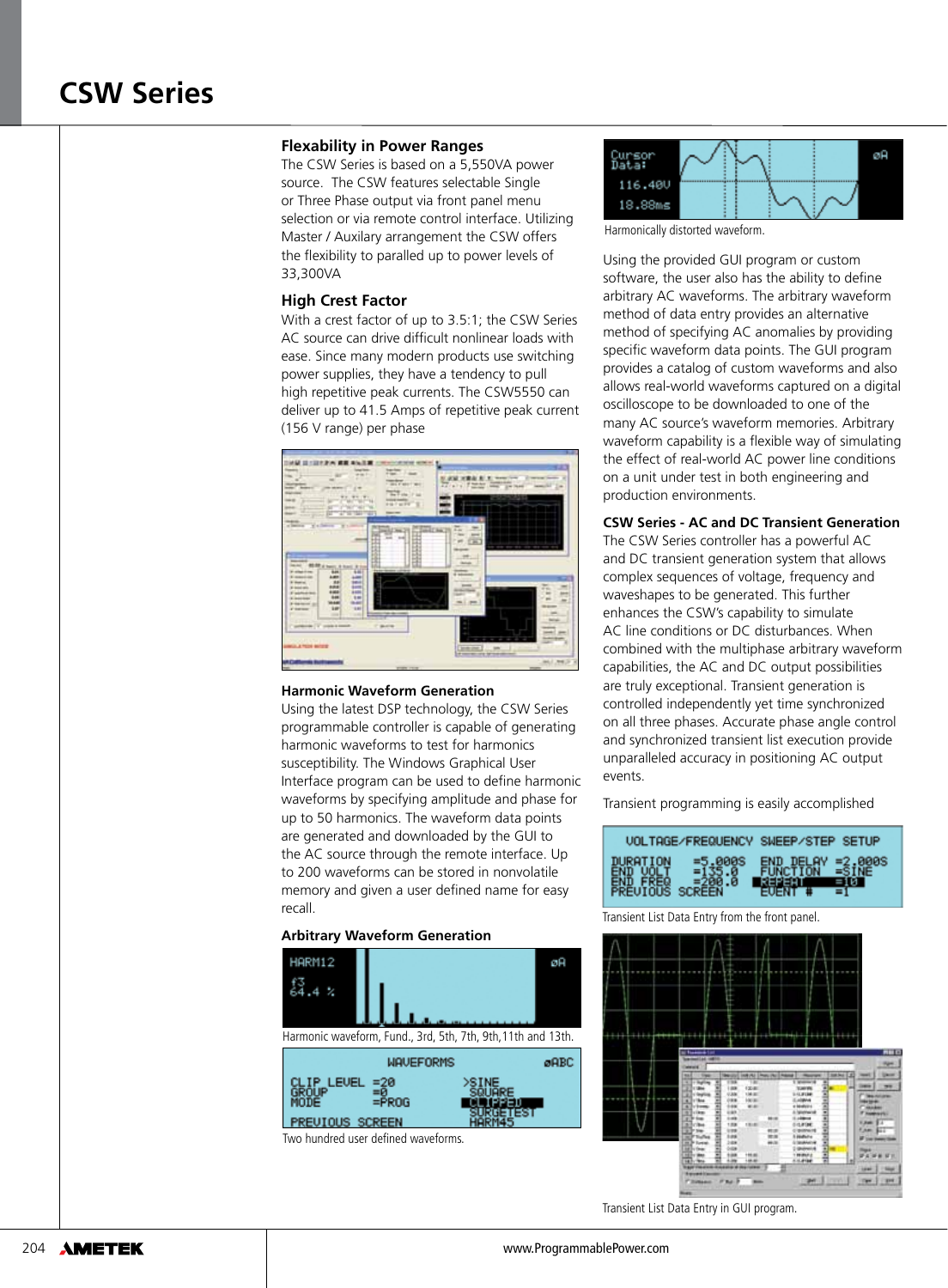## Flexability in Power Ranges

The CSW Series is based on a 5,550VA power source. The CSW features selectable Single or Three Phase output via front panel menu selection or via remote control interface. Utilizing Master / Auxilary arrangement the CSW offers the flexibility to paralled up to power levels of 33,300VA

## High Crest Factor

With a crest factor of up to 3.5:1; the CSW Series AC source can drive difficult nonlinear loads with ease. Since many modern products use switching power supplies, they have a tendency to pull high repetitive peak currents. The CSW5550 can deliver up to 41.5 Amps of repetitive peak current (156 V range) per phase

## Harmonic Waveform Generation

Using the latest DSP technology, the CSW Series programmable controller is capable of generating harmonic waveforms to test for harmonics susceptibility. The Windows Graphical User Interface program can be used to define harmonic waveforms by specifying amplitude and phase for up to 50 harmonics. The waveform data points are generated and downloaded by the GUI to the AC source through the remote interface. Up to 200 waveforms can be stored in nonvolatile memory and given a user defined name for easy recall.

## Arbitrary Waveform Generation

Harmonic waveform, Fund., 3rd, 5th, 7th, 9th,11th and 13th.

Two hundred user defined waveforms.

Harmonically distorted waveform.

Using the provided GUI program or custom software, the user also has the ability to define arbitrary AC waveforms. The arbitrary waveform method of data entry provides an alternative method of specifying AC anomalies by providing specific waveform data points. The GUI program provides a catalog of custom waveforms and also allows real-world waveforms captured on a digital oscilloscope to be downloaded to one of the many AC source's waveform memories. Arbitrary waveform capability is a flexible way of simulating the effect of real-world AC power line conditions on a unit under test in both engineering and production environments.

## CSW Series - AC and DC Transient Generation

The CSW Series controller has a powerful AC and DC transient generation system that allows complex sequences of voltage, frequency and waveshapes to be generated. This further enhances the CSW's capability to simulate AC line conditions or DC disturbances. When combined with the multiphase arbitrary waveform capabilities, the AC and DC output possibilities are truly exceptional. Transient generation is controlled independently yet time synchronized on all three phases. Accurate phase angle control and synchronized transient list execution provide unparalleled accuracy in positioning AC output events.

Transient programming is easily accomplished

Transient List Data Entry from the front panel.

Transient List Data Entry in GUI program.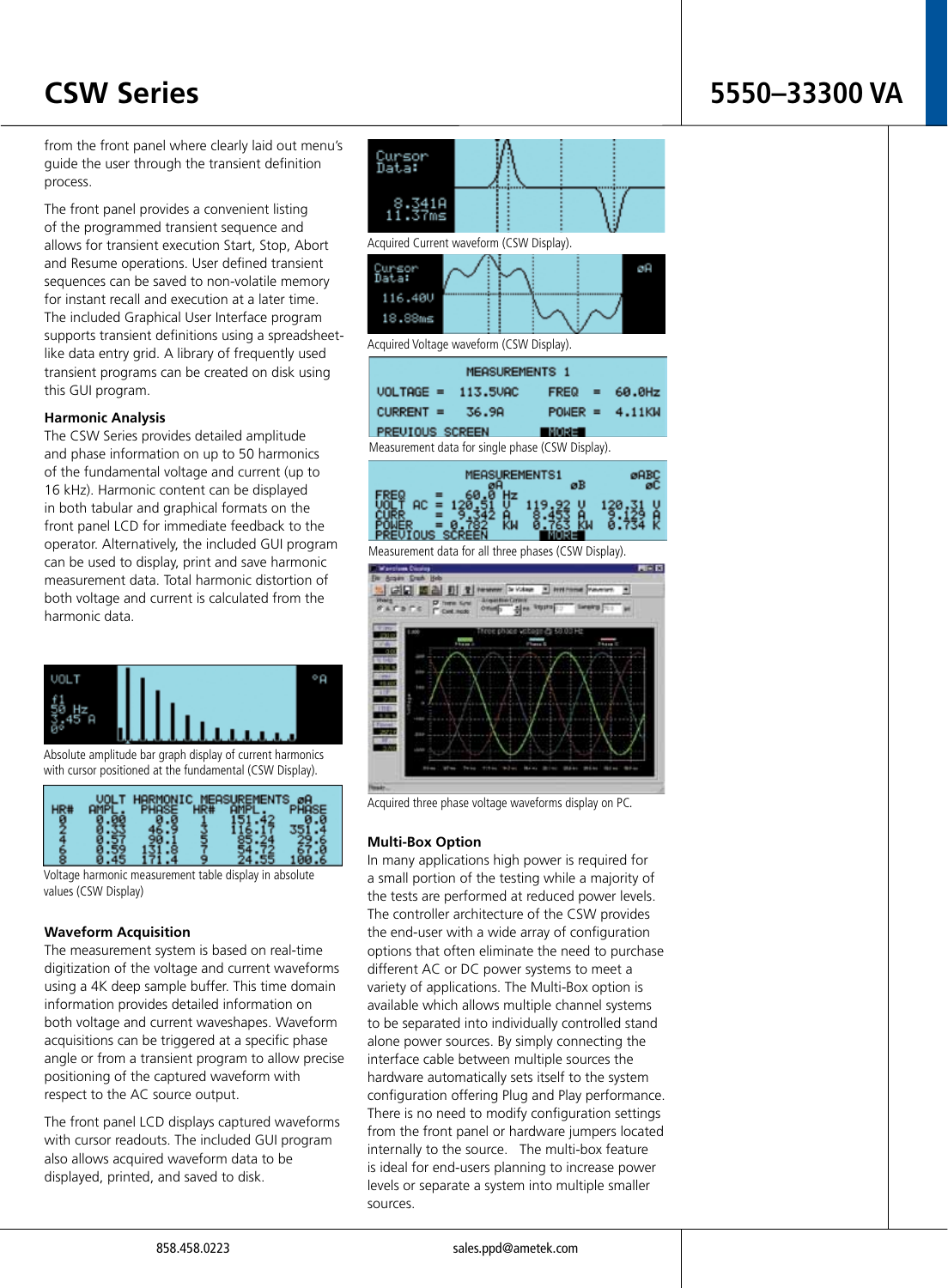from the front panel where clearly laid out menu's guide the user through the transient definition process.

The front panel provides a convenient listing of the programmed transient sequence and allows for transient execution Start, Stop, Abort and Resume operations. User defined transient sequences can be saved to non-volatile memory for instant recall and execution at a later time. The included Graphical User Interface program supports transient definitions using a spreadsheet-like data entry grid. A library of frequently used transient programs can be created on disk using this GUI program.

### Harmonic Analysis

The CSW Series provides detailed amplitude and phase information on up to 50 harmonics of the fundamental voltage and current (up to 16 kHz). Harmonic content can be displayed in both tabular and graphical formats on the front panel LCD for immediate feedback to the operator. Alternatively, the included GUI program can be used to display, print and save harmonic measurement data. Total harmonic distortion of both voltage and current is calculated from the harmonic data.

Absolute amplitude bar graph display of current harmonics with cursor positioned at the fundamental (CSW Display).

Voltage harmonic measurement table display in absolute values (CSW Display)

### Waveform Acquisition

The measurement system is based on real-time digitization of the voltage and current waveforms using a 4K deep sample buffer. This time domain information provides detailed information on both voltage and current waveshapes. Waveform acquisitions can be triggered at a specific phase angle or from a transient program to allow precise positioning of the captured waveform with respect to the AC source output.

The front panel LCD displays captured waveforms with cursor readouts. The included GUI program also allows acquired waveform data to be displayed, printed, and saved to disk.

Acquired Current waveform (CSW Display).

Acquired Voltage waveform (CSW Display).

Measurement data for single phase (CSW Display).

Measurement data for all three phases (CSW Display).

Acquired three phase voltage waveforms display on PC.

### Multi-Box Option

In many applications high power is required for a small portion of the testing while a majority of the tests are performed at reduced power levels. The controller architecture of the CSW provides the end-user with a wide array of configuration options that often eliminate the need to purchase different AC or DC power systems to meet a variety of applications. The Multi-Box option is available which allows multiple channel systems to be separated into individually controlled stand alone power sources. By simply connecting the interface cable between multiple sources the hardware automatically sets itself to the system configuration offering Plug and Play performance. There is no need to modify configuration settings from the front panel or hardware jumpers located internally to the source. The multi-box feature is ideal for end-users planning to increase power levels or separate a system into multiple smaller sources.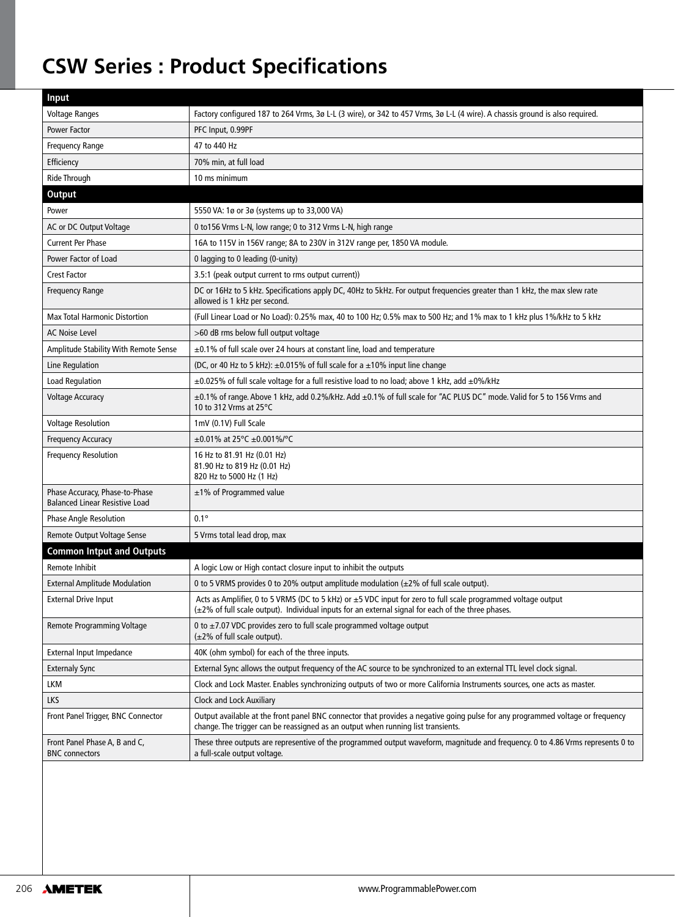# CSW Series : Product Specifications

| Input | |
|---|---|
| Voltage Ranges | Factory configured 187 to 264 Vrms, 3ø L-L (3 wire), or 342 to 457 Vrms, 3ø L-L (4 wire). A chassis ground is also required. |
| Power Factor | PFC Input, 0.99PF |
| Frequency Range | 47 to 440 Hz |
| Efficiency | 70% min, at full load |
| Ride Through | 10 ms minimum |
| **Output** | |
| Power | 5550 VA: 1ø or 3ø (systems up to 33,000 VA) |
| AC or DC Output Voltage | 0 to156 Vrms L-N, low range; 0 to 312 Vrms L-N, high range |
| Current Per Phase | 16A to 115V in 156V range; 8A to 230V in 312V range per, 1850 VA module. |
| Power Factor of Load | 0 lagging to 0 leading (0-unity) |
| Crest Factor | 3.5:1 (peak output current to rms output current)) |
| Frequency Range | DC or 16Hz to 5 kHz. Specifications apply DC, 40Hz to 5kHz. For output frequencies greater than 1 kHz, the max slew rate allowed is 1 kHz per second. |
| Max Total Harmonic Distortion | (Full Linear Load or No Load): 0.25% max, 40 to 100 Hz; 0.5% max to 500 Hz; and 1% max to 1 kHz plus 1%/kHz to 5 kHz |
| AC Noise Level | >60 dB rms below full output voltage |
| Amplitude Stability With Remote Sense | ±0.1% of full scale over 24 hours at constant line, load and temperature |
| Line Regulation | (DC, or 40 Hz to 5 kHz): ±0.015% of full scale for a ±10% input line change |
| Load Regulation | ±0.025% of full scale voltage for a full resistive load to no load; above 1 kHz, add ±0%/kHz |
| Voltage Accuracy | ±0.1% of range. Above 1 kHz, add 0.2%/kHz. Add ±0.1% of full scale for "AC PLUS DC" mode. Valid for 5 to 156 Vrms and 10 to 312 Vrms at 25°C |
| Voltage Resolution | 1mV (0.1V) Full Scale |
| Frequency Accuracy | ±0.01% at 25°C ±0.001%/°C |
| Frequency Resolution | 16 Hz to 81.91 Hz (0.01 Hz)<br>81.90 Hz to 819 Hz (0.01 Hz)<br>820 Hz to 5000 Hz (1 Hz) |
| Phase Accuracy, Phase-to-Phase Balanced Linear Resistive Load | ±1% of Programmed value |
| Phase Angle Resolution | 0.1° |
| Remote Output Voltage Sense | 5 Vrms total lead drop, max |
| **Common Intput and Outputs** | |
| Remote Inhibit | A logic Low or High contact closure input to inhibit the outputs |
| External Amplitude Modulation | 0 to 5 VRMS provides 0 to 20% output amplitude modulation (±2% of full scale output). |
| External Drive Input | Acts as Amplifier, 0 to 5 VRMS (DC to 5 kHz) or ±5 VDC input for zero to full scale programmed voltage output (±2% of full scale output). Individual inputs for an external signal for each of the three phases. |
| Remote Programming Voltage | 0 to ±7.07 VDC provides zero to full scale programmed voltage output (±2% of full scale output). |
| External Input Impedance | 40K (ohm symbol) for each of the three inputs. |
| Externaly Sync | External Sync allows the output frequency of the AC source to be synchronized to an external TTL level clock signal. |
| LKM | Clock and Lock Master. Enables synchronizing outputs of two or more California Instruments sources, one acts as master. |
| LKS | Clock and Lock Auxiliary |
| Front Panel Trigger, BNC Connector | Output available at the front panel BNC connector that provides a negative going pulse for any programmed voltage or frequency change. The trigger can be reassigned as an output when running list transients. |
| Front Panel Phase A, B and C, BNC connectors | These three outputs are representive of the programmed output waveform, magnitude and frequency. 0 to 4.86 Vrms represents 0 to a full-scale output voltage. |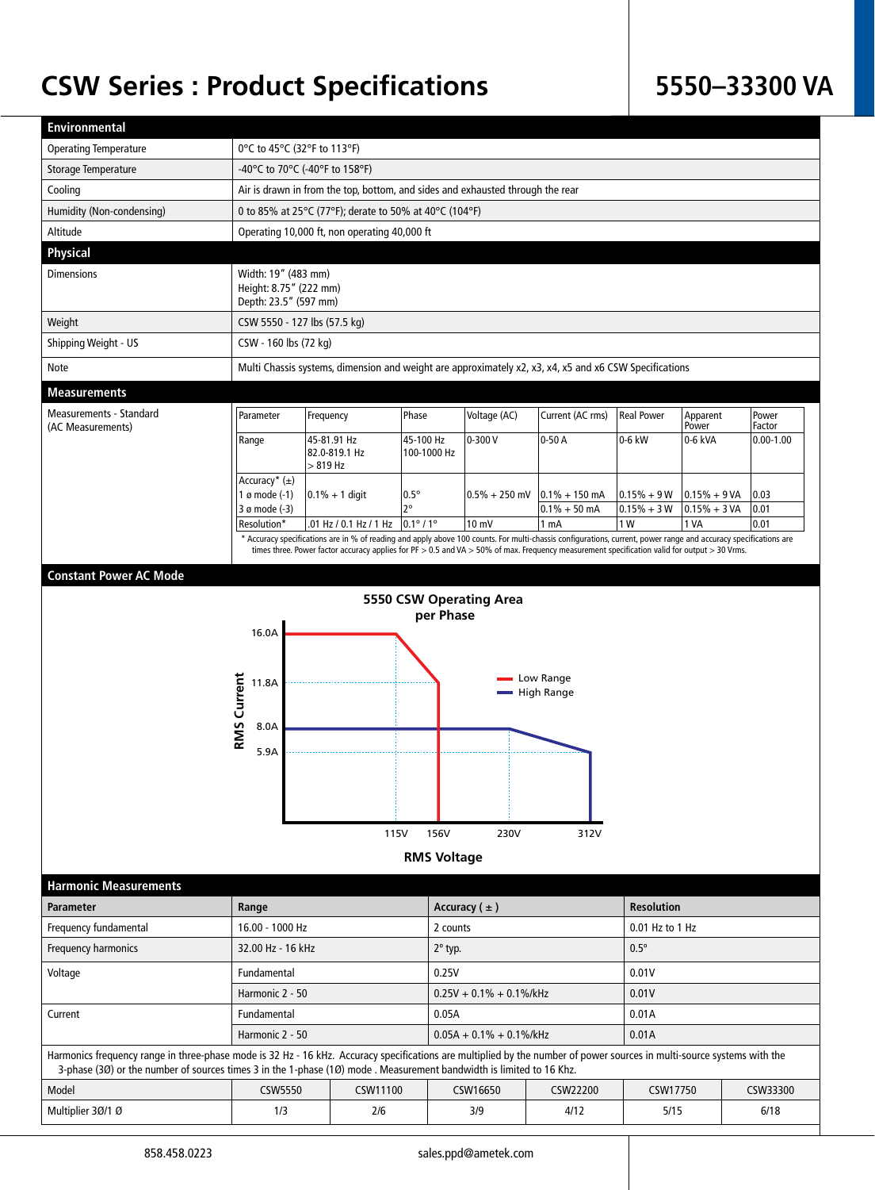# CSW Series : Product Specifications

# 5550–33300 VA

## Environmental

| | |
|---|---|
| Operating Temperature | 0°C to 45°C (32°F to 113°F) |
| Storage Temperature | -40°C to 70°C (-40°F to 158°F) |
| Cooling | Air is drawn in from the top, bottom, and sides and exhausted through the rear |
| Humidity (Non-condensing) | 0 to 85% at 25°C (77°F); derate to 50% at 40°C (104°F) |
| Altitude | Operating 10,000 ft, non operating 40,000 ft |

## Physical

| | |
|---|---|
| Dimensions | Width: 19" (483 mm)<br>Height: 8.75" (222 mm)<br>Depth: 23.5" (597 mm) |
| Weight | CSW 5550 - 127 lbs (57.5 kg) |
| Shipping Weight - US | CSW - 160 lbs (72 kg) |
| Note | Multi Chassis systems, dimension and weight are approximately x2, x3, x4, x5 and x6 CSW Specifications |

## Measurements

Measurements - Standard (AC Measurements)

| Parameter | Frequency | Phase | Voltage (AC) | Current (AC rms) | Real Power | Apparent Power | Power Factor |
|---|---|---|---|---|---|---|---|
| Range | 45-81.91 Hz<br>82.0-819.1 Hz<br>> 819 Hz | 45-100 Hz<br>100-1000 Hz | 0-300 V | 0-50 A | 0-6 kW | 0-6 kVA | 0.00-1.00 |
| Accuracy* (±)<br>1 ø mode (-1) | 0.1% + 1 digit | 0.5° | 0.5% + 250 mV | 0.1% + 150 mA | 0.15% + 9 W | 0.15% + 9 VA | 0.03 |
| 3 ø mode (-3) | | 2° | | 0.1% + 50 mA | 0.15% + 3 W | 0.15% + 3 VA | 0.01 |
| Resolution* | .01 Hz / 0.1 Hz / 1 Hz | 0.1° / 1° | 10 mV | 1 mA | 1 W | 1 VA | 0.01 |

\* Accuracy specifications are in % of reading and apply above 100 counts. For multi-chassis configurations, current, power range and accuracy specifications are times three. Power factor accuracy applies for PF > 0.5 and VA > 50% of max. Frequency measurement specification valid for output > 30 Vrms.

## Constant Power AC Mode

**5550 CSW Operating Area per Phase**

RMS Current: 16.0A, 11.8A, 8.0A, 5.9A — RMS Voltage: 115V, 156V, 230V, 312V — Low Range / High Range

## Harmonic Measurements

| Parameter | Range | Accuracy ( ± ) | Resolution |
|---|---|---|---|
| Frequency fundamental | 16.00 - 1000 Hz | 2 counts | 0.01 Hz to 1 Hz |
| Frequency harmonics | 32.00 Hz - 16 kHz | 2° typ. | 0.5° |
| Voltage | Fundamental | 0.25V | 0.01V |
| | Harmonic 2 - 50 | 0.25V + 0.1% + 0.1%/kHz | 0.01V |
| Current | Fundamental | 0.05A | 0.01A |
| | Harmonic 2 - 50 | 0.05A + 0.1% + 0.1%/kHz | 0.01A |

Harmonics frequency range in three-phase mode is 32 Hz - 16 kHz. Accuracy specifications are multiplied by the number of power sources in multi-source systems with the 3-phase (3Ø) or the number of sources times 3 in the 1-phase (1Ø) mode . Measurement bandwidth is limited to 16 Khz.

| Model | CSW5550 | CSW11100 | CSW16650 | CSW22200 | CSW17750 | CSW33300 |
|---|---|---|---|---|---|---|
| Multiplier 3Ø/1 Ø | 1/3 | 2/6 | 3/9 | 4/12 | 5/15 | 6/18 |

858.458.0223 sales.ppd@ametek.com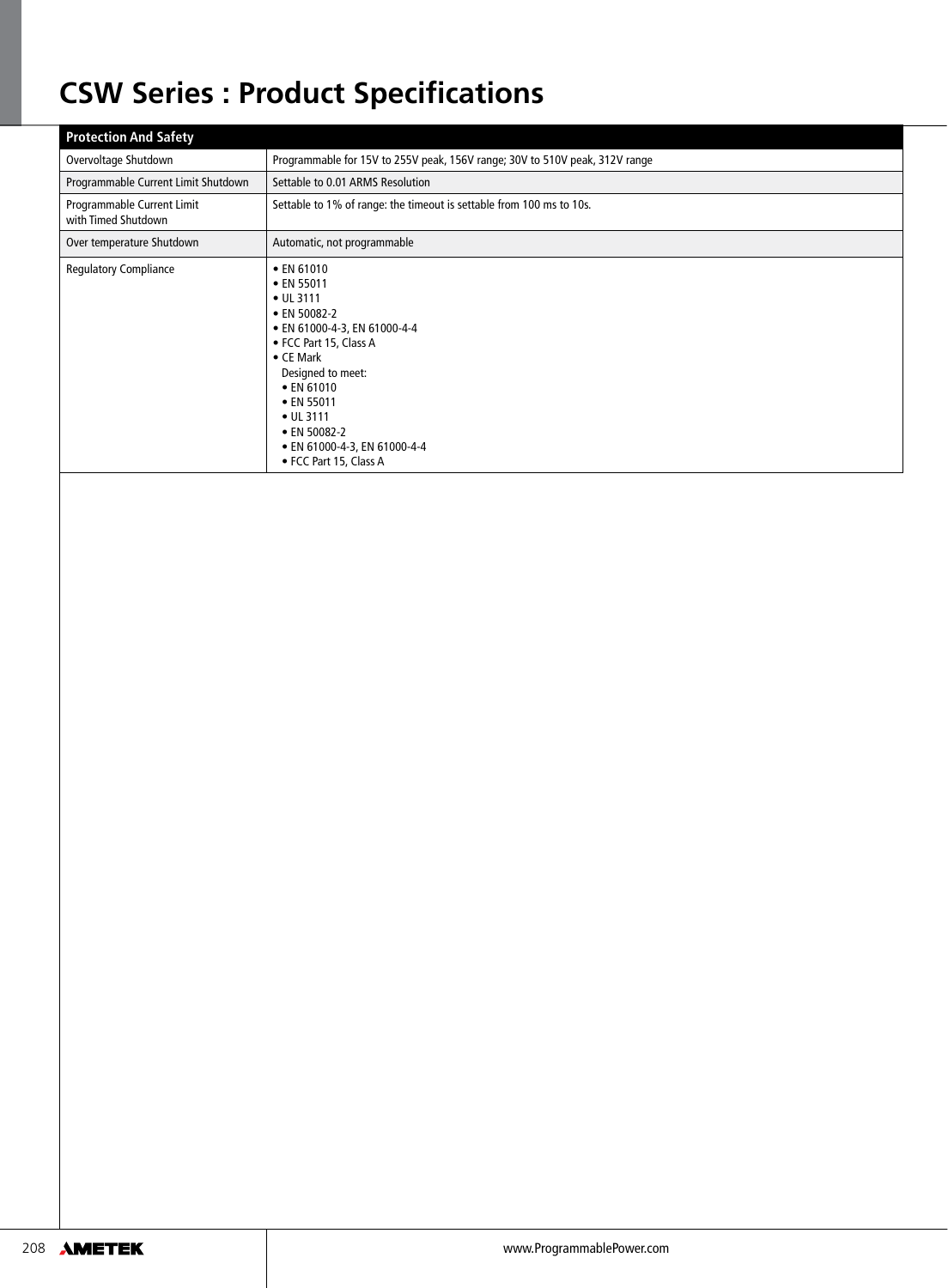# CSW Series : Product Specifications

| Protection And Safety | |
|---|---|
| Overvoltage Shutdown | Programmable for 15V to 255V peak, 156V range; 30V to 510V peak, 312V range |
| Programmable Current Limit Shutdown | Settable to 0.01 ARMS Resolution |
| Programmable Current Limit with Timed Shutdown | Settable to 1% of range: the timeout is settable from 100 ms to 10s. |
| Over temperature Shutdown | Automatic, not programmable |
| Regulatory Compliance | • EN 61010<br>• EN 55011<br>• UL 3111<br>• EN 50082-2<br>• EN 61000-4-3, EN 61000-4-4<br>• FCC Part 15, Class A<br>• CE Mark<br>Designed to meet:<br>• EN 61010<br>• EN 55011<br>• UL 3111<br>• EN 50082-2<br>• EN 61000-4-3, EN 61000-4-4<br>• FCC Part 15, Class A |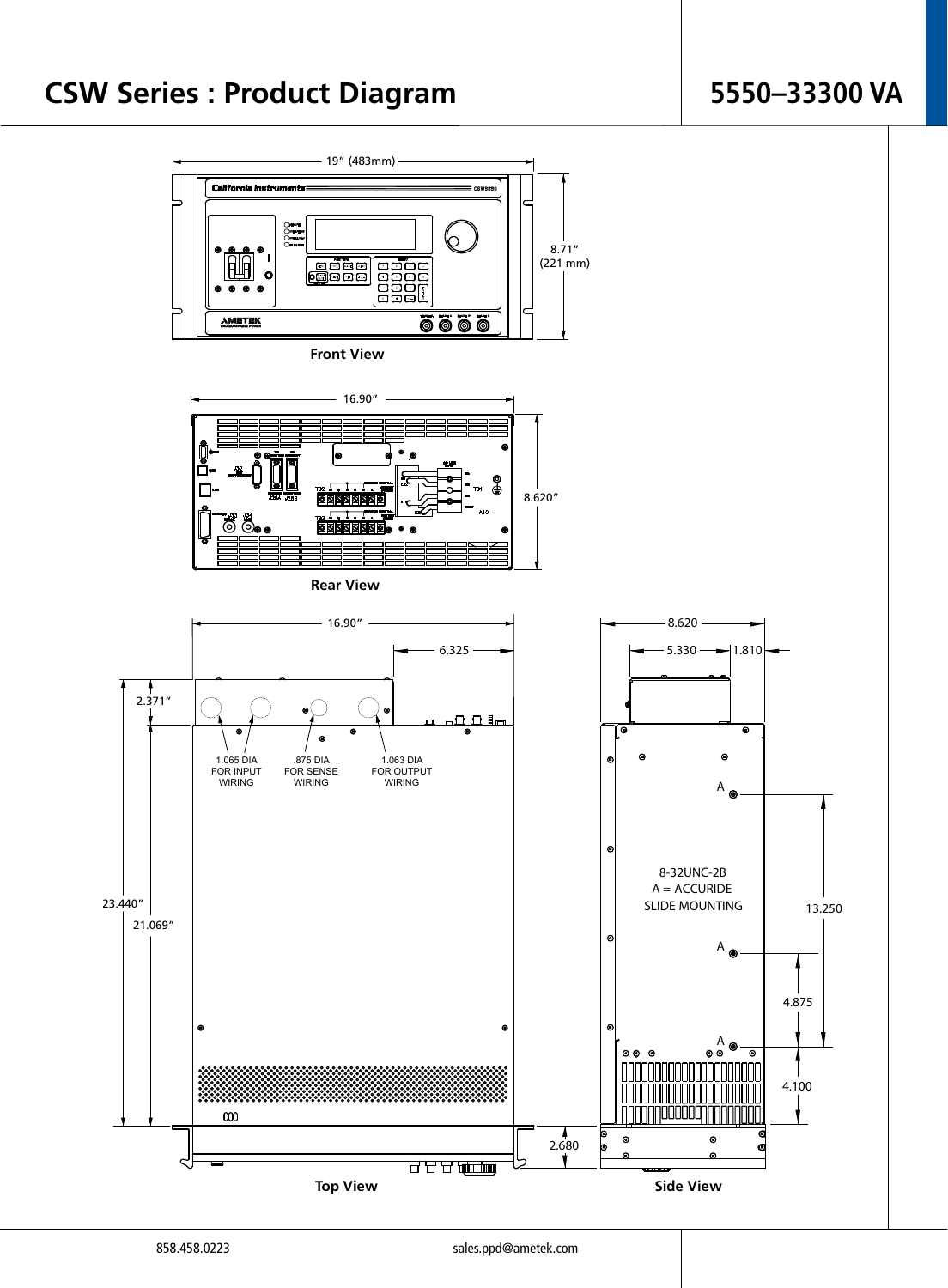# CSW Series : Product Diagram

## 5550–33300 VA

19" (483mm)

8.71" (221 mm)

Front View

16.90"

8.620"

Rear View

16.90"

6.325

2.371"

1.065 DIA FOR INPUT WIRING

.875 DIA FOR SENSE WIRING

1.063 DIA FOR OUTPUT WIRING

23.440"

21.069"

2.680

Top View

8.620

5.330

1.810

A

8-32UNC-2B
A = ACCURIDE
SLIDE MOUNTING

13.250

A

4.875

A

4.100

Side View

858.458.0223

sales.ppd@ametek.com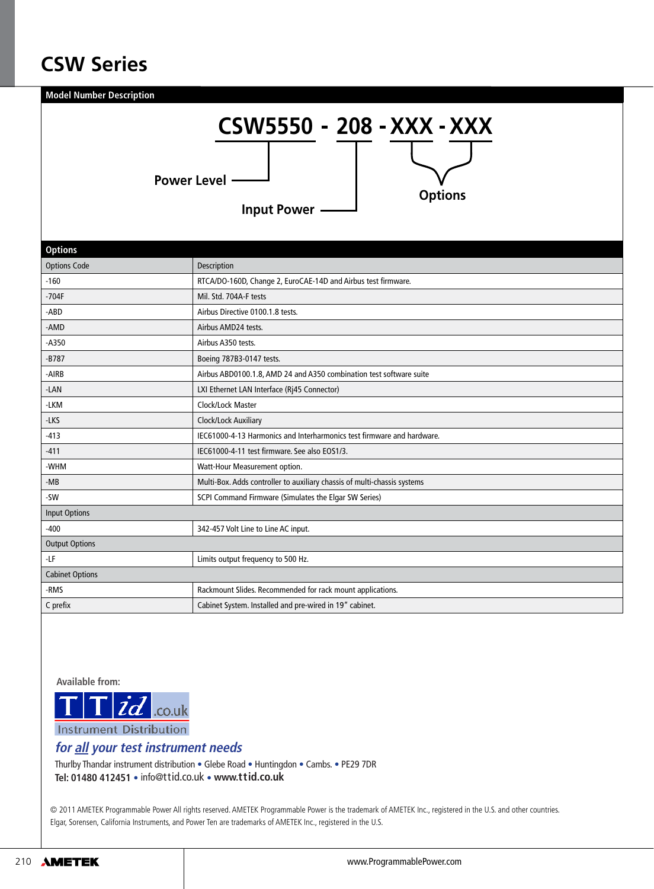# CSW Series

## Model Number Description

**CSW5550 - 208 - XXX - XXX**

Power Level
Input Power
Options

## Options

| Options Code | Description |
|---|---|
| -160 | RTCA/DO-160D, Change 2, EuroCAE-14D and Airbus test firmware. |
| -704F | Mil. Std. 704A-F tests |
| -ABD | Airbus Directive 0100.1.8 tests. |
| -AMD | Airbus AMD24 tests. |
| -A350 | Airbus A350 tests. |
| -B787 | Boeing 787B3-0147 tests. |
| -AIRB | Airbus ABD0100.1.8, AMD 24 and A350 combination test software suite |
| -LAN | LXI Ethernet LAN Interface (Rj45 Connector) |
| -LKM | Clock/Lock Master |
| -LKS | Clock/Lock Auxiliary |
| -413 | IEC61000-4-13 Harmonics and Interharmonics test firmware and hardware. |
| -411 | IEC61000-4-11 test firmware. See also EOS1/3. |
| -WHM | Watt-Hour Measurement option. |
| -MB | Multi-Box. Adds controller to auxiliary chassis of multi-chassis systems |
| -SW | SCPI Command Firmware (Simulates the Elgar SW Series) |
| Input Options | |
| -400 | 342-457 Volt Line to Line AC input. |
| Output Options | |
| -LF | Limits output frequency to 500 Hz. |
| Cabinet Options | |
| -RMS | Rackmount Slides. Recommended for rack mount applications. |
| C prefix | Cabinet System. Installed and pre-wired in 19" cabinet. |

**Available from:**

TTid.co.uk Instrument Distribution

*for all your test instrument needs*

Thurlby Thandar instrument distribution • Glebe Road • Huntingdon • Cambs. • PE29 7DR
**Tel: 01480 412451** • info@ttid.co.uk • **www.ttid.co.uk**

© 2011 AMETEK Programmable Power All rights reserved. AMETEK Programmable Power is the trademark of AMETEK Inc., registered in the U.S. and other countries. Elgar, Sorensen, California Instruments, and Power Ten are trademarks of AMETEK Inc., registered in the U.S.

www.ProgrammablePower.com